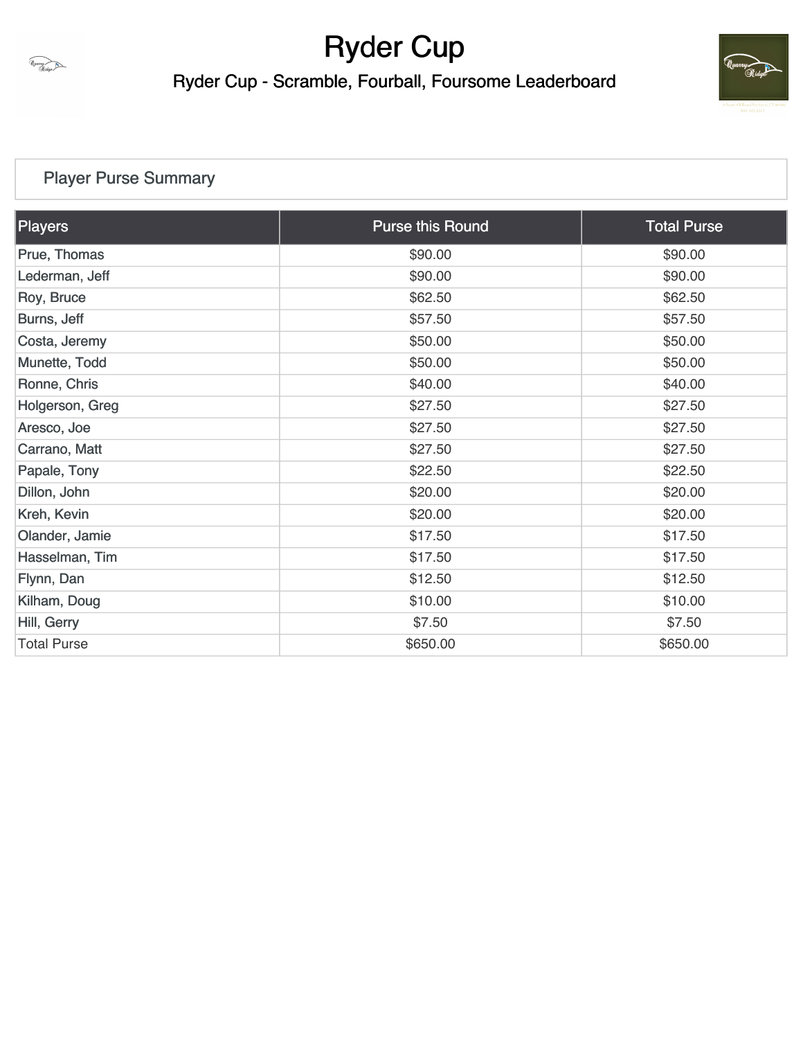# Ryder Cup

## Ryder Cup - Scramble, Fourball, Foursome Leaderboard

### Player Purse Summary

| Players | Purse this Round | Total Purse |
|---|---|---|
| Prue, Thomas | $90.00 | $90.00 |
| Lederman, Jeff | $90.00 | $90.00 |
| Roy, Bruce | $62.50 | $62.50 |
| Burns, Jeff | $57.50 | $57.50 |
| Costa, Jeremy | $50.00 | $50.00 |
| Munette, Todd | $50.00 | $50.00 |
| Ronne, Chris | $40.00 | $40.00 |
| Holgerson, Greg | $27.50 | $27.50 |
| Aresco, Joe | $27.50 | $27.50 |
| Carrano, Matt | $27.50 | $27.50 |
| Papale, Tony | $22.50 | $22.50 |
| Dillon, John | $20.00 | $20.00 |
| Kreh, Kevin | $20.00 | $20.00 |
| Olander, Jamie | $17.50 | $17.50 |
| Hasselman, Tim | $17.50 | $17.50 |
| Flynn, Dan | $12.50 | $12.50 |
| Kilham, Doug | $10.00 | $10.00 |
| Hill, Gerry | $7.50 | $7.50 |
| Total Purse | $650.00 | $650.00 |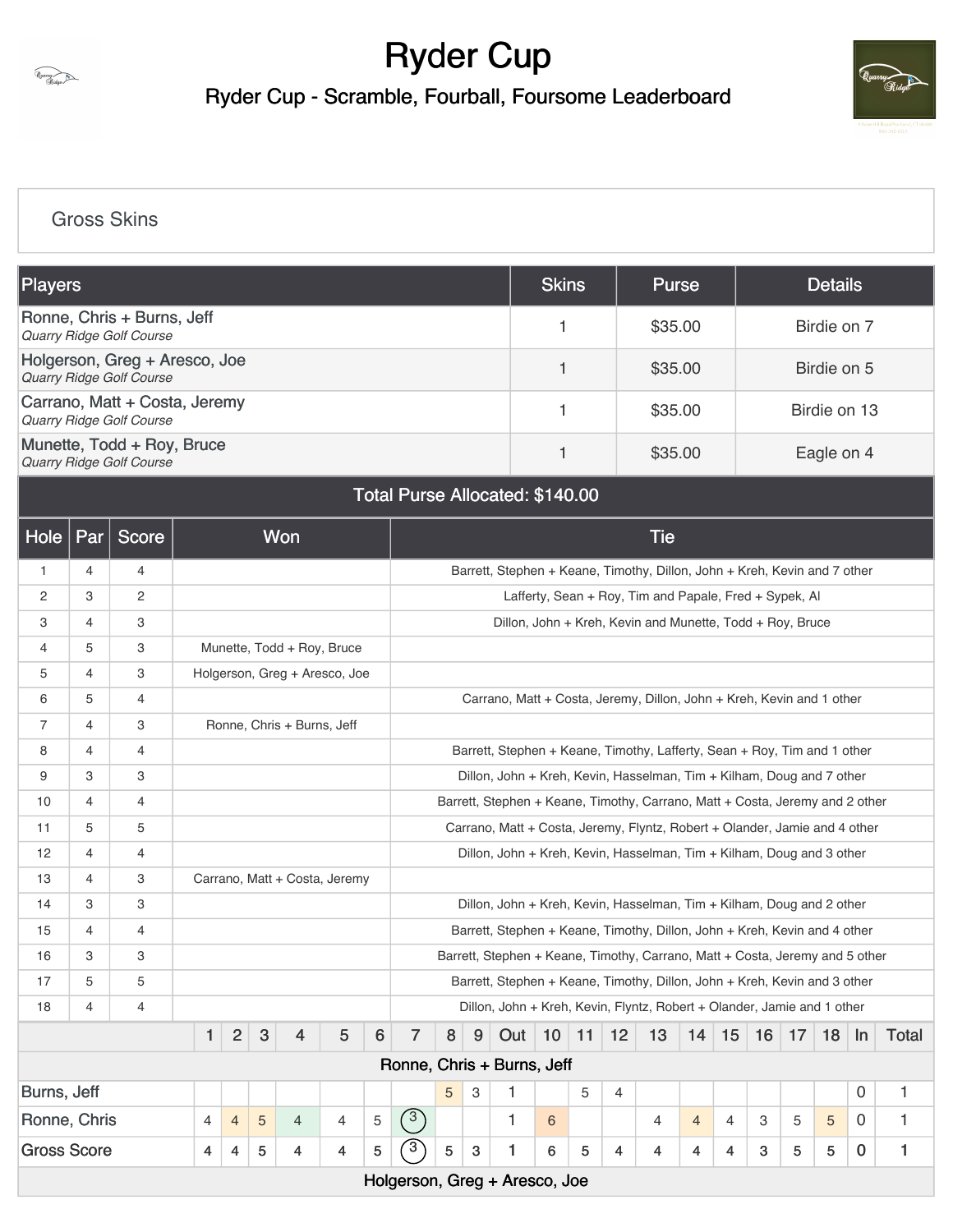# Ryder Cup

## Ryder Cup - Scramble, Fourball, Foursome Leaderboard

### Gross Skins

| Players | Skins | Purse | Details |
|---|---|---|---|
| Ronne, Chris + Burns, Jeff<br>*Quarry Ridge Golf Course* | 1 | $35.00 | Birdie on 7 |
| Holgerson, Greg + Aresco, Joe<br>*Quarry Ridge Golf Course* | 1 | $35.00 | Birdie on 5 |
| Carrano, Matt + Costa, Jeremy<br>*Quarry Ridge Golf Course* | 1 | $35.00 | Birdie on 13 |
| Munette, Todd + Roy, Bruce<br>*Quarry Ridge Golf Course* | 1 | $35.00 | Eagle on 4 |
| Total Purse Allocated: $140.00 | | | |

| Hole | Par | Score | Won | Tie |
|---|---|---|---|---|
| 1 | 4 | 4 | | Barrett, Stephen + Keane, Timothy, Dillon, John + Kreh, Kevin and 7 other |
| 2 | 3 | 2 | | Lafferty, Sean + Roy, Tim and Papale, Fred + Sypek, Al |
| 3 | 4 | 3 | | Dillon, John + Kreh, Kevin and Munette, Todd + Roy, Bruce |
| 4 | 5 | 3 | Munette, Todd + Roy, Bruce | |
| 5 | 4 | 3 | Holgerson, Greg + Aresco, Joe | |
| 6 | 5 | 4 | | Carrano, Matt + Costa, Jeremy, Dillon, John + Kreh, Kevin and 1 other |
| 7 | 4 | 3 | Ronne, Chris + Burns, Jeff | |
| 8 | 4 | 4 | | Barrett, Stephen + Keane, Timothy, Lafferty, Sean + Roy, Tim and 1 other |
| 9 | 3 | 3 | | Dillon, John + Kreh, Kevin, Hasselman, Tim + Kilham, Doug and 7 other |
| 10 | 4 | 4 | | Barrett, Stephen + Keane, Timothy, Carrano, Matt + Costa, Jeremy and 2 other |
| 11 | 5 | 5 | | Carrano, Matt + Costa, Jeremy, Flyntz, Robert + Olander, Jamie and 4 other |
| 12 | 4 | 4 | | Dillon, John + Kreh, Kevin, Hasselman, Tim + Kilham, Doug and 3 other |
| 13 | 4 | 3 | Carrano, Matt + Costa, Jeremy | |
| 14 | 3 | 3 | | Dillon, John + Kreh, Kevin, Hasselman, Tim + Kilham, Doug and 2 other |
| 15 | 4 | 4 | | Barrett, Stephen + Keane, Timothy, Dillon, John + Kreh, Kevin and 4 other |
| 16 | 3 | 3 | | Barrett, Stephen + Keane, Timothy, Carrano, Matt + Costa, Jeremy and 5 other |
| 17 | 5 | 5 | | Barrett, Stephen + Keane, Timothy, Dillon, John + Kreh, Kevin and 3 other |
| 18 | 4 | 4 | | Dillon, John + Kreh, Kevin, Flyntz, Robert + Olander, Jamie and 1 other |

| | 1 | 2 | 3 | 4 | 5 | 6 | 7 | 8 | 9 | Out | 10 | 11 | 12 | 13 | 14 | 15 | 16 | 17 | 18 | In | Total |
|---|---|---|---|---|---|---|---|---|---|---|---|---|---|---|---|---|---|---|---|---|---|
| **Ronne, Chris + Burns, Jeff** | | | | | | | | | | | | | | | | | | | | | |
| Burns, Jeff | | | | | | | | 5 | 3 | 1 | | 5 | 4 | | | | | | | 0 | 1 |
| Ronne, Chris | 4 | 4 | 5 | 4 | 4 | 5 | 3 | | | 1 | 6 | | | 4 | 4 | 4 | 3 | 5 | 5 | 0 | 1 |
| Gross Score | 4 | 4 | 5 | 4 | 4 | 5 | 3 | 5 | 3 | 1 | 6 | 5 | 4 | 4 | 4 | 4 | 3 | 5 | 5 | 0 | 1 |
| **Holgerson, Greg + Aresco, Joe** | | | | | | | | | | | | | | | | | | | | | |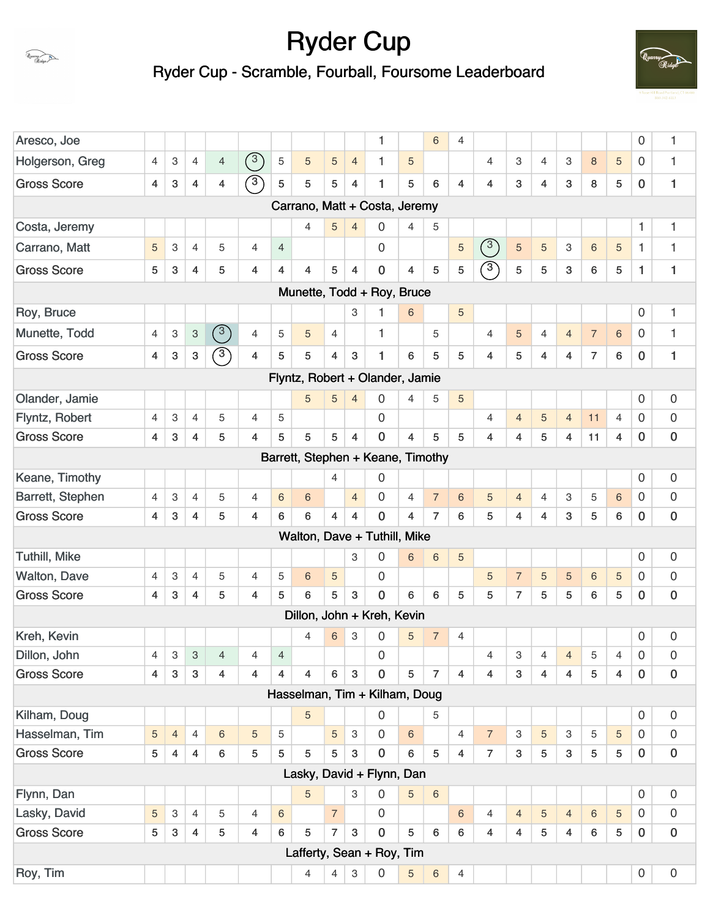# Ryder Cup

## Ryder Cup - Scramble, Fourball, Foursome Leaderboard

| | | | | | | | | | | | | | | | | | | | | | |
|---|---|---|---|---|---|---|---|---|---|---|---|---|---|---|---|---|---|---|---|---|---|
| Aresco, Joe | | | | | | | | | | 1 | | 6 | 4 | | | | | | | 0 | 1 |
| Holgerson, Greg | 4 | 3 | 4 | 4 | 3 | 5 | 5 | 5 | 4 | 1 | 5 | | | 4 | 3 | 4 | 3 | 8 | 5 | 0 | 1 |
| Gross Score | 4 | 3 | 4 | 4 | 3 | 5 | 5 | 5 | 4 | 1 | 5 | 6 | 4 | 4 | 3 | 4 | 3 | 8 | 5 | 0 | 1 |
| Carrano, Matt + Costa, Jeremy | | | | | | | | | | | | | | | | | | | | | |
| Costa, Jeremy | | | | | | | 4 | 5 | 4 | 0 | 4 | 5 | | | | | | | | 1 | 1 |
| Carrano, Matt | 5 | 3 | 4 | 5 | 4 | 4 | | | | 0 | | | 5 | 3 | 5 | 5 | 3 | 6 | 5 | 1 | 1 |
| Gross Score | 5 | 3 | 4 | 5 | 4 | 4 | 4 | 5 | 4 | 0 | 4 | 5 | 5 | 3 | 5 | 5 | 3 | 6 | 5 | 1 | 1 |
| Munette, Todd + Roy, Bruce | | | | | | | | | | | | | | | | | | | | | |
| Roy, Bruce | | | | | | | | | 3 | 1 | 6 | | 5 | | | | | | | 0 | 1 |
| Munette, Todd | 4 | 3 | 3 | 3 | 4 | 5 | 5 | 4 | | 1 | | 5 | | 4 | 5 | 4 | 4 | 7 | 6 | 0 | 1 |
| Gross Score | 4 | 3 | 3 | 3 | 4 | 5 | 5 | 4 | 3 | 1 | 6 | 5 | 5 | 4 | 5 | 4 | 4 | 7 | 6 | 0 | 1 |
| Flyntz, Robert + Olander, Jamie | | | | | | | | | | | | | | | | | | | | | |
| Olander, Jamie | | | | | | | 5 | 5 | 4 | 0 | 4 | 5 | 5 | | | | | | | 0 | 0 |
| Flyntz, Robert | 4 | 3 | 4 | 5 | 4 | 5 | | | | 0 | | | | 4 | 4 | 5 | 4 | 11 | 4 | 0 | 0 |
| Gross Score | 4 | 3 | 4 | 5 | 4 | 5 | 5 | 5 | 4 | 0 | 4 | 5 | 5 | 4 | 4 | 5 | 4 | 11 | 4 | 0 | 0 |
| Barrett, Stephen + Keane, Timothy | | | | | | | | | | | | | | | | | | | | | |
| Keane, Timothy | | | | | | | | 4 | | 0 | | | | | | | | | | 0 | 0 |
| Barrett, Stephen | 4 | 3 | 4 | 5 | 4 | 6 | 6 | | 4 | 0 | 4 | 7 | 6 | 5 | 4 | 4 | 3 | 5 | 6 | 0 | 0 |
| Gross Score | 4 | 3 | 4 | 5 | 4 | 6 | 6 | 4 | 4 | 0 | 4 | 7 | 6 | 5 | 4 | 4 | 3 | 5 | 6 | 0 | 0 |
| Walton, Dave + Tuthill, Mike | | | | | | | | | | | | | | | | | | | | | |
| Tuthill, Mike | | | | | | | | | 3 | 0 | 6 | 6 | 5 | | | | | | | 0 | 0 |
| Walton, Dave | 4 | 3 | 4 | 5 | 4 | 5 | 6 | 5 | | 0 | | | | 5 | 7 | 5 | 5 | 6 | 5 | 0 | 0 |
| Gross Score | 4 | 3 | 4 | 5 | 4 | 5 | 6 | 5 | 3 | 0 | 6 | 6 | 5 | 5 | 7 | 5 | 5 | 6 | 5 | 0 | 0 |
| Dillon, John + Kreh, Kevin | | | | | | | | | | | | | | | | | | | | | |
| Kreh, Kevin | | | | | | | 4 | 6 | 3 | 0 | 5 | 7 | 4 | | | | | | | 0 | 0 |
| Dillon, John | 4 | 3 | 3 | 4 | 4 | 4 | | | | 0 | | | | 4 | 3 | 4 | 4 | 5 | 4 | 0 | 0 |
| Gross Score | 4 | 3 | 3 | 4 | 4 | 4 | 4 | 6 | 3 | 0 | 5 | 7 | 4 | 4 | 3 | 4 | 4 | 5 | 4 | 0 | 0 |
| Hasselman, Tim + Kilham, Doug | | | | | | | | | | | | | | | | | | | | | |
| Kilham, Doug | | | | | | | 5 | | | 0 | | 5 | | | | | | | | 0 | 0 |
| Hasselman, Tim | 5 | 4 | 4 | 6 | 5 | 5 | | 5 | 3 | 0 | 6 | | 4 | 7 | 3 | 5 | 3 | 5 | 5 | 0 | 0 |
| Gross Score | 5 | 4 | 4 | 6 | 5 | 5 | 5 | 5 | 3 | 0 | 6 | 5 | 4 | 7 | 3 | 5 | 3 | 5 | 5 | 0 | 0 |
| Lasky, David + Flynn, Dan | | | | | | | | | | | | | | | | | | | | | |
| Flynn, Dan | | | | | | | 5 | | 3 | 0 | 5 | 6 | | | | | | | | 0 | 0 |
| Lasky, David | 5 | 3 | 4 | 5 | 4 | 6 | | 7 | | 0 | | | 6 | 4 | 4 | 5 | 4 | 6 | 5 | 0 | 0 |
| Gross Score | 5 | 3 | 4 | 5 | 4 | 6 | 5 | 7 | 3 | 0 | 5 | 6 | 6 | 4 | 4 | 5 | 4 | 6 | 5 | 0 | 0 |
| Lafferty, Sean + Roy, Tim | | | | | | | | | | | | | | | | | | | | | |
| Roy, Tim | | | | | | | 4 | 4 | 3 | 0 | 5 | 6 | 4 | | | | | | | 0 | 0 |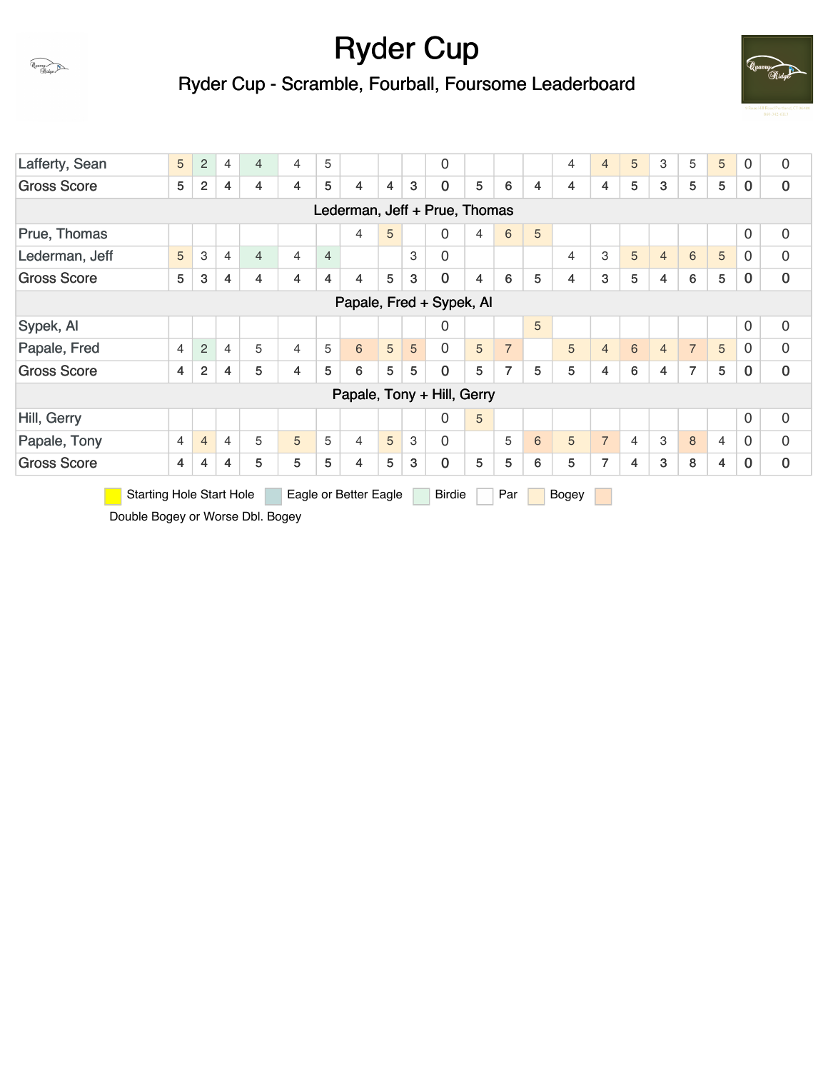# Ryder Cup

## Ryder Cup - Scramble, Fourball, Foursome Leaderboard

| | | | | | | | | | | | | | | | | | | | | | |
|---|---|---|---|---|---|---|---|---|---|---|---|---|---|---|---|---|---|---|---|---|---|
| Lafferty, Sean | 5 | 2 | 4 | 4 | 4 | 5 | | | | 0 | | | | 4 | 4 | 5 | 3 | 5 | 5 | 0 | 0 |
| Gross Score | 5 | 2 | 4 | 4 | 4 | 5 | 4 | 4 | 3 | 0 | 5 | 6 | 4 | 4 | 4 | 5 | 3 | 5 | 5 | 0 | 0 |
| Lederman, Jeff + Prue, Thomas | | | | | | | | | | | | | | | | | | | | | |
| Prue, Thomas | | | | | | | 4 | 5 | | 0 | 4 | 6 | 5 | | | | | | | 0 | 0 |
| Lederman, Jeff | 5 | 3 | 4 | 4 | 4 | 4 | | | 3 | 0 | | | | 4 | 3 | 5 | 4 | 6 | 5 | 0 | 0 |
| Gross Score | 5 | 3 | 4 | 4 | 4 | 4 | 4 | 5 | 3 | 0 | 4 | 6 | 5 | 4 | 3 | 5 | 4 | 6 | 5 | 0 | 0 |
| Papale, Fred + Sypek, Al | | | | | | | | | | | | | | | | | | | | | |
| Sypek, Al | | | | | | | | | | 0 | | | 5 | | | | | | | 0 | 0 |
| Papale, Fred | 4 | 2 | 4 | 5 | 4 | 5 | 6 | 5 | 5 | 0 | 5 | 7 | | 5 | 4 | 6 | 4 | 7 | 5 | 0 | 0 |
| Gross Score | 4 | 2 | 4 | 5 | 4 | 5 | 6 | 5 | 5 | 0 | 5 | 7 | 5 | 5 | 4 | 6 | 4 | 7 | 5 | 0 | 0 |
| Papale, Tony + Hill, Gerry | | | | | | | | | | | | | | | | | | | | | |
| Hill, Gerry | | | | | | | | | | 0 | 5 | | | | | | | | | 0 | 0 |
| Papale, Tony | 4 | 4 | 4 | 5 | 5 | 5 | 4 | 5 | 3 | 0 | | 5 | 6 | 5 | 7 | 4 | 3 | 8 | 4 | 0 | 0 |
| Gross Score | 4 | 4 | 4 | 5 | 5 | 5 | 4 | 5 | 3 | 0 | 5 | 5 | 6 | 5 | 7 | 4 | 3 | 8 | 4 | 0 | 0 |

Starting Hole Start Hole | Eagle or Better Eagle | Birdie | Par | Bogey | Double Bogey or Worse Dbl. Bogey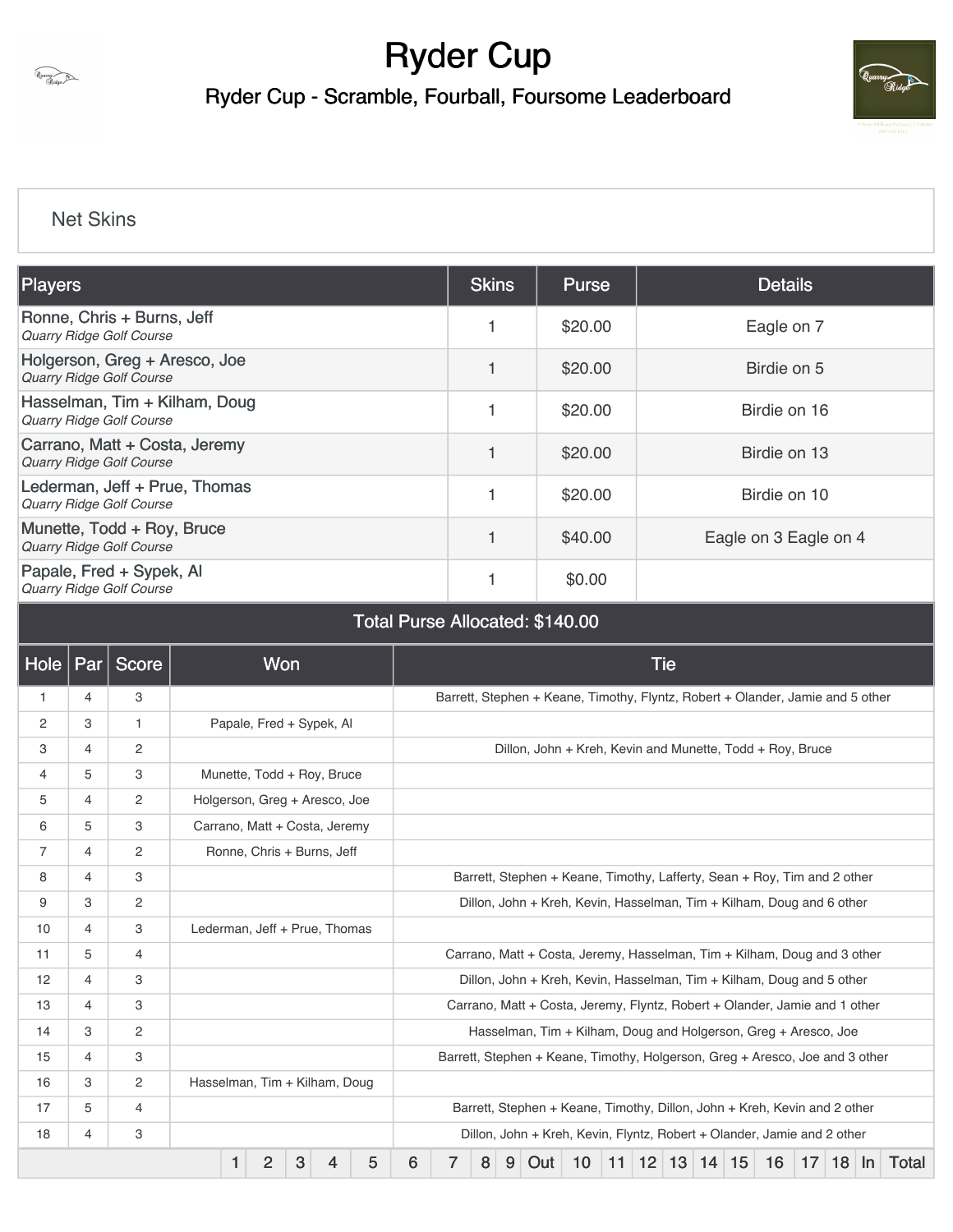# Ryder Cup

## Ryder Cup - Scramble, Fourball, Foursome Leaderboard

### Net Skins

| Players | Skins | Purse | Details |
|---|---|---|---|
| Ronne, Chris + Burns, Jeff<br>*Quarry Ridge Golf Course* | 1 | $20.00 | Eagle on 7 |
| Holgerson, Greg + Aresco, Joe<br>*Quarry Ridge Golf Course* | 1 | $20.00 | Birdie on 5 |
| Hasselman, Tim + Kilham, Doug<br>*Quarry Ridge Golf Course* | 1 | $20.00 | Birdie on 16 |
| Carrano, Matt + Costa, Jeremy<br>*Quarry Ridge Golf Course* | 1 | $20.00 | Birdie on 13 |
| Lederman, Jeff + Prue, Thomas<br>*Quarry Ridge Golf Course* | 1 | $20.00 | Birdie on 10 |
| Munette, Todd + Roy, Bruce<br>*Quarry Ridge Golf Course* | 1 | $40.00 | Eagle on 3 Eagle on 4 |
| Papale, Fred + Sypek, Al<br>*Quarry Ridge Golf Course* | 1 | $0.00 | |

**Total Purse Allocated: $140.00**

| Hole | Par | Score | Won | Tie |
|---|---|---|---|---|
| 1 | 4 | 3 | | Barrett, Stephen + Keane, Timothy, Flyntz, Robert + Olander, Jamie and 5 other |
| 2 | 3 | 1 | Papale, Fred + Sypek, Al | |
| 3 | 4 | 2 | | Dillon, John + Kreh, Kevin and Munette, Todd + Roy, Bruce |
| 4 | 5 | 3 | Munette, Todd + Roy, Bruce | |
| 5 | 4 | 2 | Holgerson, Greg + Aresco, Joe | |
| 6 | 5 | 3 | Carrano, Matt + Costa, Jeremy | |
| 7 | 4 | 2 | Ronne, Chris + Burns, Jeff | |
| 8 | 4 | 3 | | Barrett, Stephen + Keane, Timothy, Lafferty, Sean + Roy, Tim and 2 other |
| 9 | 3 | 2 | | Dillon, John + Kreh, Kevin, Hasselman, Tim + Kilham, Doug and 6 other |
| 10 | 4 | 3 | Lederman, Jeff + Prue, Thomas | |
| 11 | 5 | 4 | | Carrano, Matt + Costa, Jeremy, Hasselman, Tim + Kilham, Doug and 3 other |
| 12 | 4 | 3 | | Dillon, John + Kreh, Kevin, Hasselman, Tim + Kilham, Doug and 5 other |
| 13 | 4 | 3 | | Carrano, Matt + Costa, Jeremy, Flyntz, Robert + Olander, Jamie and 1 other |
| 14 | 3 | 2 | | Hasselman, Tim + Kilham, Doug and Holgerson, Greg + Aresco, Joe |
| 15 | 4 | 3 | | Barrett, Stephen + Keane, Timothy, Holgerson, Greg + Aresco, Joe and 3 other |
| 16 | 3 | 2 | Hasselman, Tim + Kilham, Doug | |
| 17 | 5 | 4 | | Barrett, Stephen + Keane, Timothy, Dillon, John + Kreh, Kevin and 2 other |
| 18 | 4 | 3 | | Dillon, John + Kreh, Kevin, Flyntz, Robert + Olander, Jamie and 2 other |

| | 1 | 2 | 3 | 4 | 5 | 6 | 7 | 8 | 9 | Out | 10 | 11 | 12 | 13 | 14 | 15 | 16 | 17 | 18 | In | Total |
|---|---|---|---|---|---|---|---|---|---|---|---|---|---|---|---|---|---|---|---|---|---|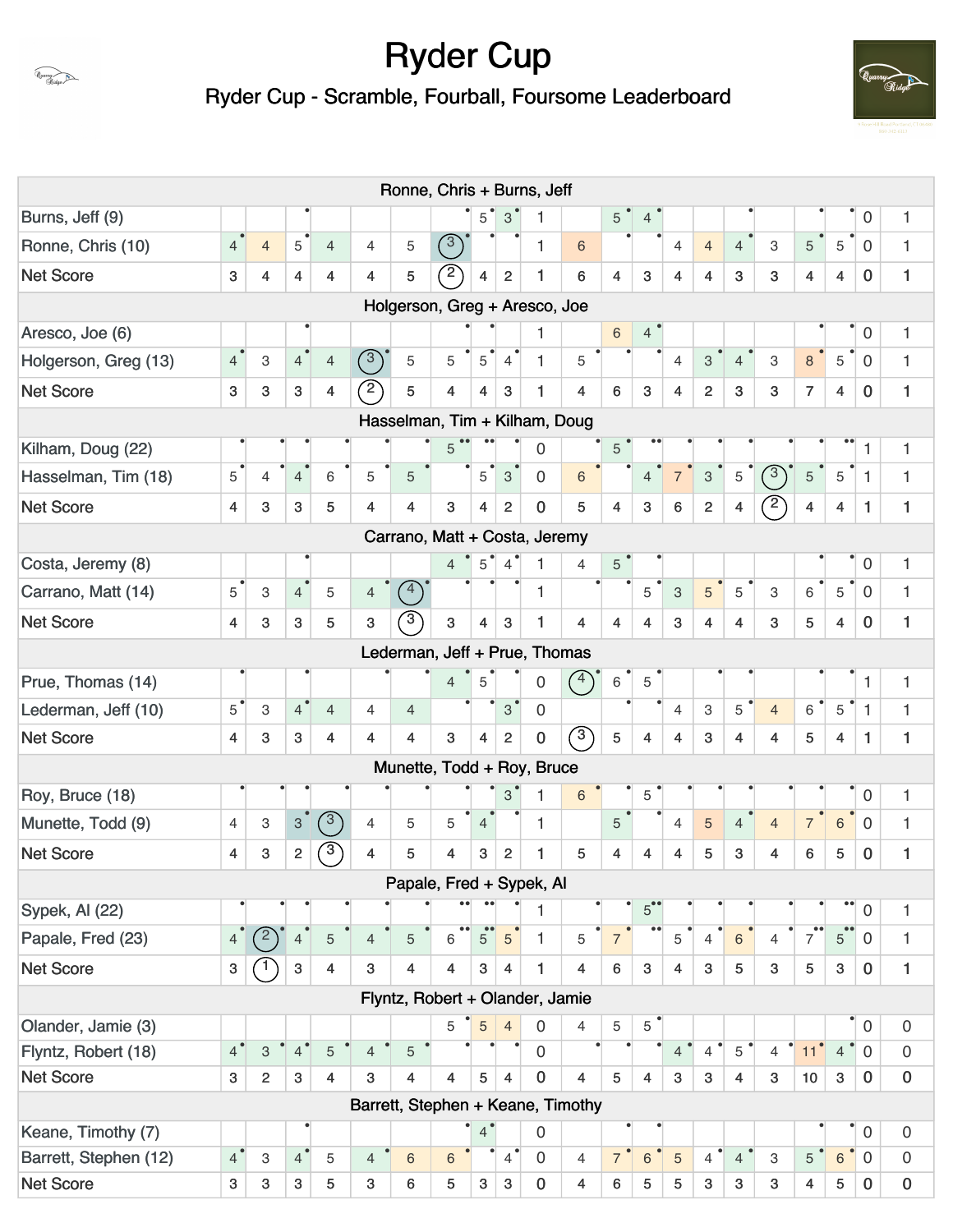# Ryder Cup

## Ryder Cup - Scramble, Fourball, Foursome Leaderboard

| Ronne, Chris + Burns, Jeff | | | | | | | | | | | | | | | | | | | | | |
|---|---|---|---|---|---|---|---|---|---|---|---|---|---|---|---|---|---|---|---|---|---|
| Burns, Jeff (9) | | | | | | | | 5 | 3 | 1 | | 5 | 4 | | | | | | | 0 | 1 |
| Ronne, Chris (10) | 4 | 4 | 5 | 4 | 4 | 5 | 3 | | | 1 | 6 | | | 4 | 4 | 4 | 3 | 5 | 5 | 0 | 1 |
| Net Score | 3 | 4 | 4 | 4 | 4 | 5 | 2 | 4 | 2 | 1 | 6 | 4 | 3 | 4 | 4 | 3 | 3 | 4 | 4 | 0 | 1 |

| Holgerson, Greg + Aresco, Joe | | | | | | | | | | | | | | | | | | | | | |
|---|---|---|---|---|---|---|---|---|---|---|---|---|---|---|---|---|---|---|---|---|---|
| Aresco, Joe (6) | | | | | | | | | | 1 | | 6 | 4 | | | | | | | 0 | 1 |
| Holgerson, Greg (13) | 4 | 3 | 4 | 4 | 3 | 5 | 5 | 5 | 4 | 1 | 5 | | | 4 | 3 | 4 | 3 | 8 | 5 | 0 | 1 |
| Net Score | 3 | 3 | 3 | 4 | 2 | 5 | 4 | 4 | 3 | 1 | 4 | 6 | 3 | 4 | 2 | 3 | 3 | 7 | 4 | 0 | 1 |

| Hasselman, Tim + Kilham, Doug | | | | | | | | | | | | | | | | | | | | | |
|---|---|---|---|---|---|---|---|---|---|---|---|---|---|---|---|---|---|---|---|---|---|
| Kilham, Doug (22) | | | | | | | 5 | | | 0 | | 5 | | | | | | | | 1 | 1 |
| Hasselman, Tim (18) | 5 | 4 | 4 | 6 | 5 | 5 | | 5 | 3 | 0 | 6 | | 4 | 7 | 3 | 5 | 3 | 5 | 5 | 1 | 1 |
| Net Score | 4 | 3 | 3 | 5 | 4 | 4 | 3 | 4 | 2 | 0 | 5 | 4 | 3 | 6 | 2 | 4 | 2 | 4 | 4 | 1 | 1 |

| Carrano, Matt + Costa, Jeremy | | | | | | | | | | | | | | | | | | | | | |
|---|---|---|---|---|---|---|---|---|---|---|---|---|---|---|---|---|---|---|---|---|---|
| Costa, Jeremy (8) | | | | | | | 4 | 5 | 4 | 1 | 4 | 5 | | | | | | | | 0 | 1 |
| Carrano, Matt (14) | 5 | 3 | 4 | 5 | 4 | 4 | | | | 1 | | | 5 | 3 | 5 | 5 | 3 | 6 | 5 | 0 | 1 |
| Net Score | 4 | 3 | 3 | 5 | 3 | 3 | 3 | 4 | 3 | 1 | 4 | 4 | 4 | 3 | 4 | 4 | 3 | 5 | 4 | 0 | 1 |

| Lederman, Jeff + Prue, Thomas | | | | | | | | | | | | | | | | | | | | | |
|---|---|---|---|---|---|---|---|---|---|---|---|---|---|---|---|---|---|---|---|---|---|
| Prue, Thomas (14) | | | | | | | 4 | 5 | | 0 | 4 | 6 | 5 | | | | | | | 1 | 1 |
| Lederman, Jeff (10) | 5 | 3 | 4 | 4 | 4 | 4 | | | 3 | 0 | | | | 4 | 3 | 5 | 4 | 6 | 5 | 1 | 1 |
| Net Score | 4 | 3 | 3 | 4 | 4 | 4 | 3 | 4 | 2 | 0 | 3 | 5 | 4 | 4 | 3 | 4 | 4 | 5 | 4 | 1 | 1 |

| Munette, Todd + Roy, Bruce | | | | | | | | | | | | | | | | | | | | | |
|---|---|---|---|---|---|---|---|---|---|---|---|---|---|---|---|---|---|---|---|---|---|
| Roy, Bruce (18) | | | | | | | | | 3 | 1 | 6 | | 5 | | | | | | | 0 | 1 |
| Munette, Todd (9) | 4 | 3 | 3 | 3 | 4 | 5 | 5 | 4 | | 1 | | 5 | | 4 | 5 | 4 | 4 | 7 | 6 | 0 | 1 |
| Net Score | 4 | 3 | 2 | 3 | 4 | 5 | 4 | 3 | 2 | 1 | 5 | 4 | 4 | 4 | 5 | 3 | 4 | 6 | 5 | 0 | 1 |

| Papale, Fred + Sypek, Al | | | | | | | | | | | | | | | | | | | | | |
|---|---|---|---|---|---|---|---|---|---|---|---|---|---|---|---|---|---|---|---|---|---|
| Sypek, Al (22) | | | | | | | | | | 1 | | | 5 | | | | | | | 0 | 1 |
| Papale, Fred (23) | 4 | 2 | 4 | 5 | 4 | 5 | 6 | 5 | 5 | 1 | 5 | 7 | | 5 | 4 | 6 | 4 | 7 | 5 | 0 | 1 |
| Net Score | 3 | 1 | 3 | 4 | 3 | 4 | 4 | 3 | 4 | 1 | 4 | 6 | 3 | 4 | 3 | 5 | 3 | 5 | 3 | 0 | 1 |

| Flyntz, Robert + Olander, Jamie | | | | | | | | | | | | | | | | | | | | | |
|---|---|---|---|---|---|---|---|---|---|---|---|---|---|---|---|---|---|---|---|---|---|
| Olander, Jamie (3) | | | | | | | 5 | 5 | 4 | 0 | 4 | 5 | 5 | | | | | | | 0 | 0 |
| Flyntz, Robert (18) | 4 | 3 | 4 | 5 | 4 | 5 | | | | 0 | | | | 4 | 4 | 5 | 4 | 11 | 4 | 0 | 0 |
| Net Score | 3 | 2 | 3 | 4 | 3 | 4 | 4 | 5 | 4 | 0 | 4 | 5 | 4 | 3 | 3 | 4 | 3 | 10 | 3 | 0 | 0 |

| Barrett, Stephen + Keane, Timothy | | | | | | | | | | | | | | | | | | | | | |
|---|---|---|---|---|---|---|---|---|---|---|---|---|---|---|---|---|---|---|---|---|---|
| Keane, Timothy (7) | | | | | | | | 4 | | 0 | | | | | | | | | | 0 | 0 |
| Barrett, Stephen (12) | 4 | 3 | 4 | 5 | 4 | 6 | 6 | | 4 | 0 | 4 | 7 | 6 | 5 | 4 | 4 | 3 | 5 | 6 | 0 | 0 |
| Net Score | 3 | 3 | 3 | 5 | 3 | 6 | 5 | 3 | 3 | 0 | 4 | 6 | 5 | 5 | 3 | 3 | 3 | 4 | 5 | 0 | 0 |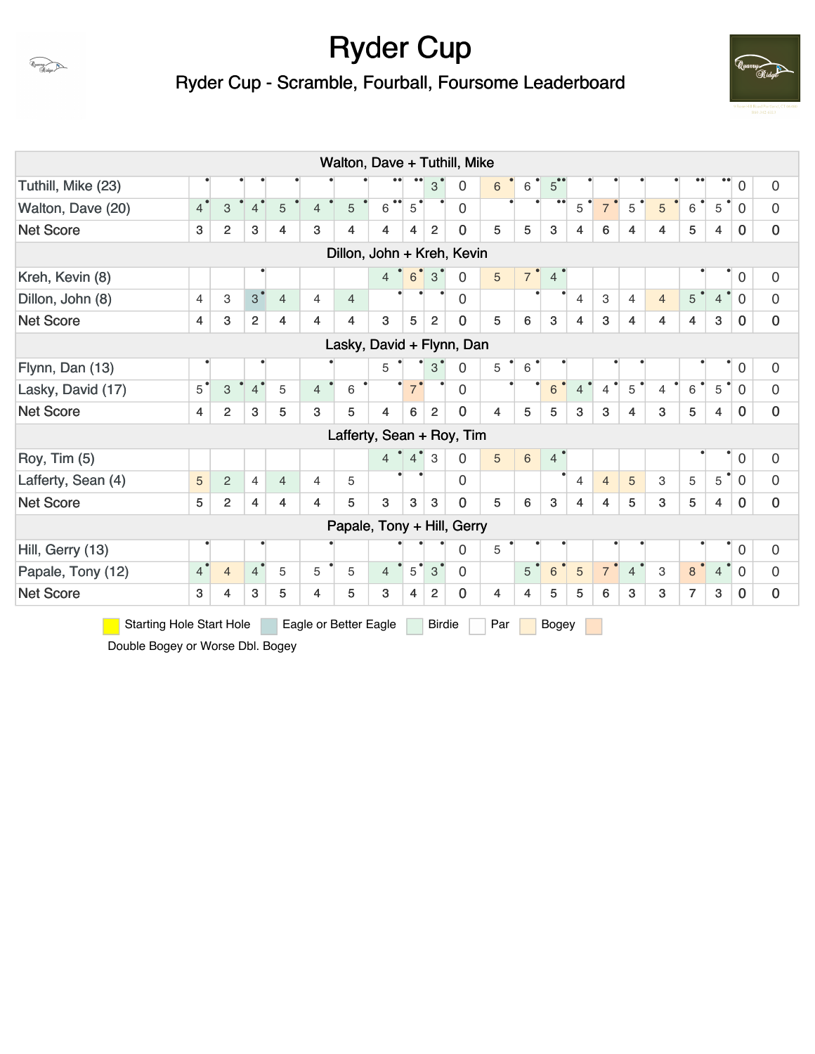# Ryder Cup

## Ryder Cup - Scramble, Fourball, Foursome Leaderboard

| Walton, Dave + Tuthill, Mike | | | | | | | | | | | | | | | | | | | | | |
|---|---|---|---|---|---|---|---|---|---|---|---|---|---|---|---|---|---|---|---|---|---|
| Tuthill, Mike (23) | | | | | | | | | 3 | 0 | 6 | 6 | 5 | | | | | | | 0 | 0 |
| Walton, Dave (20) | 4 | 3 | 4 | 5 | 4 | 5 | 6 | 5 | | 0 | | | | 5 | 7 | 5 | 5 | 6 | 5 | 0 | 0 |
| Net Score | 3 | 2 | 3 | 4 | 3 | 4 | 4 | 4 | 2 | 0 | 5 | 5 | 3 | 4 | 6 | 4 | 4 | 5 | 4 | 0 | 0 |
| **Dillon, John + Kreh, Kevin** | | | | | | | | | | | | | | | | | | | | | |
| Kreh, Kevin (8) | | | | | | | 4 | 6 | 3 | 0 | 5 | 7 | 4 | | | | | | | 0 | 0 |
| Dillon, John (8) | 4 | 3 | 3 | 4 | 4 | 4 | | | | 0 | | | | 4 | 3 | 4 | 4 | 5 | 4 | 0 | 0 |
| Net Score | 4 | 3 | 2 | 4 | 4 | 4 | 3 | 5 | 2 | 0 | 5 | 6 | 3 | 4 | 3 | 4 | 4 | 4 | 3 | 0 | 0 |
| **Lasky, David + Flynn, Dan** | | | | | | | | | | | | | | | | | | | | | |
| Flynn, Dan (13) | | | | | | | 5 | | 3 | 0 | 5 | 6 | | | | | | | | 0 | 0 |
| Lasky, David (17) | 5 | 3 | 4 | 5 | 4 | 6 | | 7 | | 0 | | | 6 | 4 | 4 | 5 | 4 | 6 | 5 | 0 | 0 |
| Net Score | 4 | 2 | 3 | 5 | 3 | 5 | 4 | 6 | 2 | 0 | 4 | 5 | 5 | 3 | 3 | 4 | 3 | 5 | 4 | 0 | 0 |
| **Lafferty, Sean + Roy, Tim** | | | | | | | | | | | | | | | | | | | | | |
| Roy, Tim (5) | | | | | | | 4 | 4 | 3 | 0 | 5 | 6 | 4 | | | | | | | 0 | 0 |
| Lafferty, Sean (4) | 5 | 2 | 4 | 4 | 4 | 5 | | | | 0 | | | | 4 | 4 | 5 | 3 | 5 | 5 | 0 | 0 |
| Net Score | 5 | 2 | 4 | 4 | 4 | 5 | 3 | 3 | 3 | 0 | 5 | 6 | 3 | 4 | 4 | 5 | 3 | 5 | 4 | 0 | 0 |
| **Papale, Tony + Hill, Gerry** | | | | | | | | | | | | | | | | | | | | | |
| Hill, Gerry (13) | | | | | | | | | | 0 | 5 | | | | | | | | | 0 | 0 |
| Papale, Tony (12) | 4 | 4 | 4 | 5 | 5 | 5 | 4 | 5 | 3 | 0 | | 5 | 6 | 5 | 7 | 4 | 3 | 8 | 4 | 0 | 0 |
| Net Score | 3 | 4 | 3 | 5 | 4 | 5 | 3 | 4 | 2 | 0 | 4 | 4 | 5 | 5 | 6 | 3 | 3 | 7 | 3 | 0 | 0 |

Starting Hole Start Hole | Eagle or Better Eagle | Birdie | Par | Bogey | Double Bogey or Worse Dbl. Bogey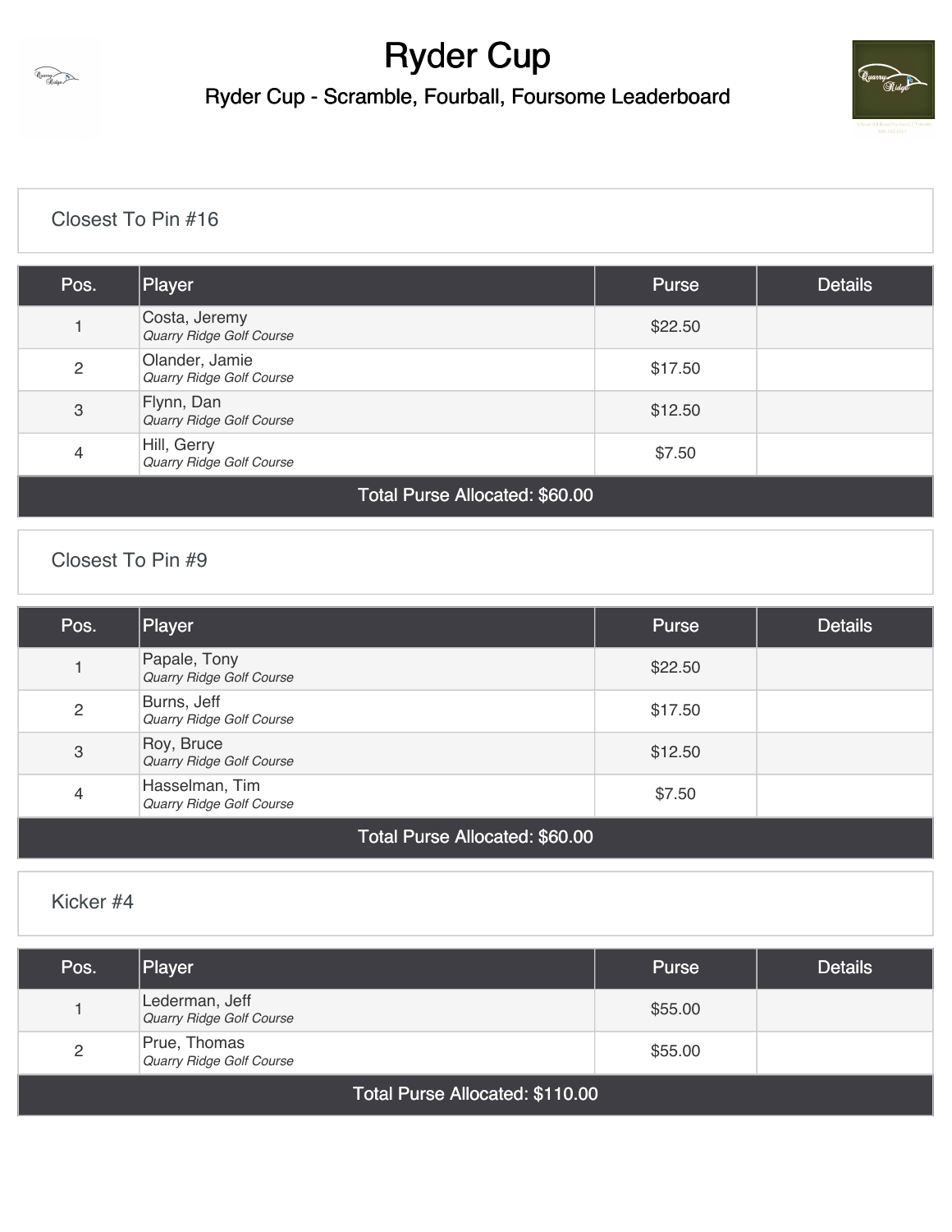# Ryder Cup

## Ryder Cup - Scramble, Fourball, Foursome Leaderboard

### Closest To Pin #16

| Pos. | Player | Purse | Details |
|---|---|---|---|
| 1 | Costa, Jeremy *Quarry Ridge Golf Course* | $22.50 | |
| 2 | Olander, Jamie *Quarry Ridge Golf Course* | $17.50 | |
| 3 | Flynn, Dan *Quarry Ridge Golf Course* | $12.50 | |
| 4 | Hill, Gerry *Quarry Ridge Golf Course* | $7.50 | |
| Total Purse Allocated: $60.00 | | | |

### Closest To Pin #9

| Pos. | Player | Purse | Details |
|---|---|---|---|
| 1 | Papale, Tony *Quarry Ridge Golf Course* | $22.50 | |
| 2 | Burns, Jeff *Quarry Ridge Golf Course* | $17.50 | |
| 3 | Roy, Bruce *Quarry Ridge Golf Course* | $12.50 | |
| 4 | Hasselman, Tim *Quarry Ridge Golf Course* | $7.50 | |
| Total Purse Allocated: $60.00 | | | |

### Kicker #4

| Pos. | Player | Purse | Details |
|---|---|---|---|
| 1 | Lederman, Jeff *Quarry Ridge Golf Course* | $55.00 | |
| 2 | Prue, Thomas *Quarry Ridge Golf Course* | $55.00 | |
| Total Purse Allocated: $110.00 | | | |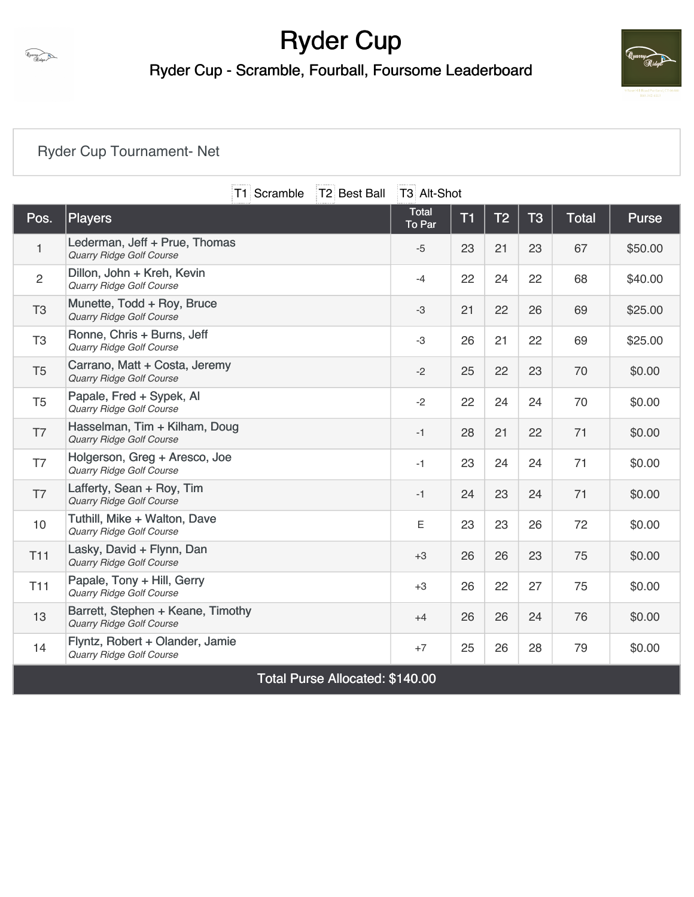# Ryder Cup

## Ryder Cup - Scramble, Fourball, Foursome Leaderboard

Ryder Cup Tournament- Net

T1 Scramble T2 Best Ball T3 Alt-Shot

| Pos. | Players | Total To Par | T1 | T2 | T3 | Total | Purse |
|---|---|---|---|---|---|---|---|
| 1 | Lederman, Jeff + Prue, Thomas *Quarry Ridge Golf Course* | -5 | 23 | 21 | 23 | 67 | $50.00 |
| 2 | Dillon, John + Kreh, Kevin *Quarry Ridge Golf Course* | -4 | 22 | 24 | 22 | 68 | $40.00 |
| T3 | Munette, Todd + Roy, Bruce *Quarry Ridge Golf Course* | -3 | 21 | 22 | 26 | 69 | $25.00 |
| T3 | Ronne, Chris + Burns, Jeff *Quarry Ridge Golf Course* | -3 | 26 | 21 | 22 | 69 | $25.00 |
| T5 | Carrano, Matt + Costa, Jeremy *Quarry Ridge Golf Course* | -2 | 25 | 22 | 23 | 70 | $0.00 |
| T5 | Papale, Fred + Sypek, Al *Quarry Ridge Golf Course* | -2 | 22 | 24 | 24 | 70 | $0.00 |
| T7 | Hasselman, Tim + Kilham, Doug *Quarry Ridge Golf Course* | -1 | 28 | 21 | 22 | 71 | $0.00 |
| T7 | Holgerson, Greg + Aresco, Joe *Quarry Ridge Golf Course* | -1 | 23 | 24 | 24 | 71 | $0.00 |
| T7 | Lafferty, Sean + Roy, Tim *Quarry Ridge Golf Course* | -1 | 24 | 23 | 24 | 71 | $0.00 |
| 10 | Tuthill, Mike + Walton, Dave *Quarry Ridge Golf Course* | E | 23 | 23 | 26 | 72 | $0.00 |
| T11 | Lasky, David + Flynn, Dan *Quarry Ridge Golf Course* | +3 | 26 | 26 | 23 | 75 | $0.00 |
| T11 | Papale, Tony + Hill, Gerry *Quarry Ridge Golf Course* | +3 | 26 | 22 | 27 | 75 | $0.00 |
| 13 | Barrett, Stephen + Keane, Timothy *Quarry Ridge Golf Course* | +4 | 26 | 26 | 24 | 76 | $0.00 |
| 14 | Flyntz, Robert + Olander, Jamie *Quarry Ridge Golf Course* | +7 | 25 | 26 | 28 | 79 | $0.00 |

Total Purse Allocated: $140.00